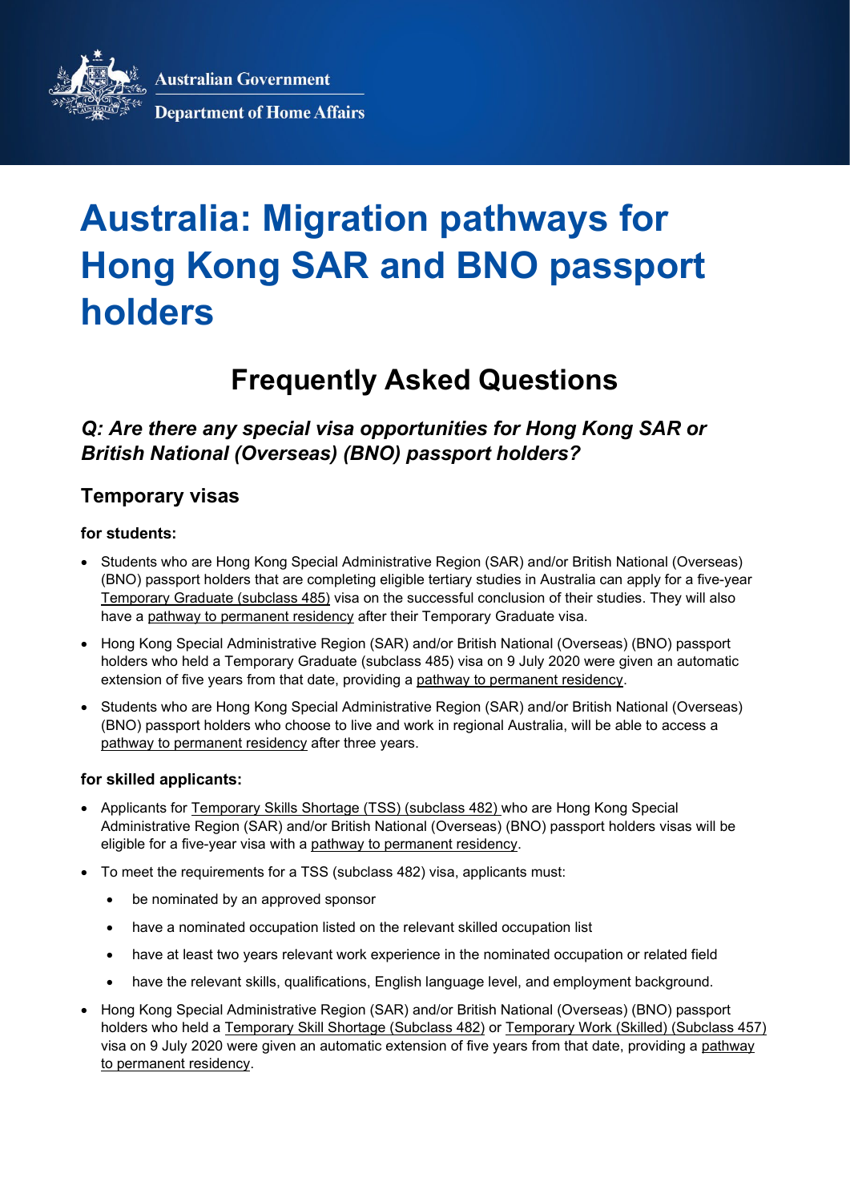Australian Government

Department of Home Affairs

# Australia: Migration pathways for Hong Kong SAR and BNO passport holders

## Frequently Asked Questions

### *Q: Are there any special visa opportunities for Hong Kong SAR or British National (Overseas) (BNO) passport holders?*

### Temporary visas

**for students:**

- Students who are Hong Kong Special Administrative Region (SAR) and/or British National (Overseas) (BNO) passport holders that are completing eligible tertiary studies in Australia can apply for a five-year Temporary Graduate (subclass 485) visa on the successful conclusion of their studies. They will also have a pathway to permanent residency after their Temporary Graduate visa.
- Hong Kong Special Administrative Region (SAR) and/or British National (Overseas) (BNO) passport holders who held a Temporary Graduate (subclass 485) visa on 9 July 2020 were given an automatic extension of five years from that date, providing a pathway to permanent residency.
- Students who are Hong Kong Special Administrative Region (SAR) and/or British National (Overseas) (BNO) passport holders who choose to live and work in regional Australia, will be able to access a pathway to permanent residency after three years.

**for skilled applicants:**

- Applicants for Temporary Skills Shortage (TSS) (subclass 482) who are Hong Kong Special Administrative Region (SAR) and/or British National (Overseas) (BNO) passport holders visas will be eligible for a five-year visa with a pathway to permanent residency.
- To meet the requirements for a TSS (subclass 482) visa, applicants must:
  - be nominated by an approved sponsor
  - have a nominated occupation listed on the relevant skilled occupation list
  - have at least two years relevant work experience in the nominated occupation or related field
  - have the relevant skills, qualifications, English language level, and employment background.
- Hong Kong Special Administrative Region (SAR) and/or British National (Overseas) (BNO) passport holders who held a Temporary Skill Shortage (Subclass 482) or Temporary Work (Skilled) (Subclass 457) visa on 9 July 2020 were given an automatic extension of five years from that date, providing a pathway to permanent residency.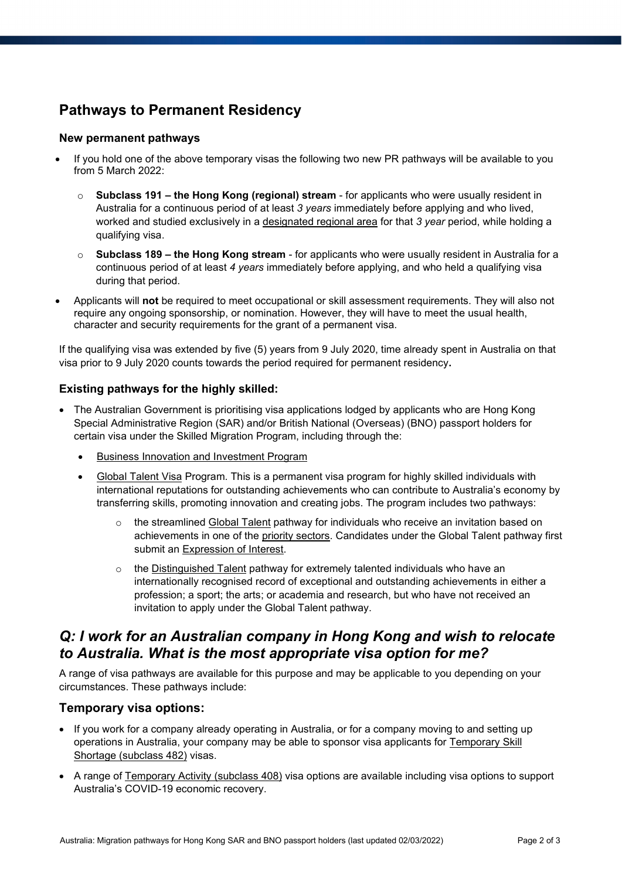## Pathways to Permanent Residency

### New permanent pathways

- If you hold one of the above temporary visas the following two new PR pathways will be available to you from 5 March 2022:
  - **Subclass 191 – the Hong Kong (regional) stream** - for applicants who were usually resident in Australia for a continuous period of at least *3 years* immediately before applying and who lived, worked and studied exclusively in a designated regional area for that *3 year* period, while holding a qualifying visa.
  - **Subclass 189 – the Hong Kong stream** - for applicants who were usually resident in Australia for a continuous period of at least *4 years* immediately before applying, and who held a qualifying visa during that period.
- Applicants will **not** be required to meet occupational or skill assessment requirements. They will also not require any ongoing sponsorship, or nomination. However, they will have to meet the usual health, character and security requirements for the grant of a permanent visa.

If the qualifying visa was extended by five (5) years from 9 July 2020, time already spent in Australia on that visa prior to 9 July 2020 counts towards the period required for permanent residency**.**

### Existing pathways for the highly skilled:

- The Australian Government is prioritising visa applications lodged by applicants who are Hong Kong Special Administrative Region (SAR) and/or British National (Overseas) (BNO) passport holders for certain visa under the Skilled Migration Program, including through the:
  - Business Innovation and Investment Program
  - Global Talent Visa Program. This is a permanent visa program for highly skilled individuals with international reputations for outstanding achievements who can contribute to Australia's economy by transferring skills, promoting innovation and creating jobs. The program includes two pathways:
    - the streamlined Global Talent pathway for individuals who receive an invitation based on achievements in one of the priority sectors. Candidates under the Global Talent pathway first submit an Expression of Interest.
    - the Distinguished Talent pathway for extremely talented individuals who have an internationally recognised record of exceptional and outstanding achievements in either a profession; a sport; the arts; or academia and research, but who have not received an invitation to apply under the Global Talent pathway.

## *Q: I work for an Australian company in Hong Kong and wish to relocate to Australia. What is the most appropriate visa option for me?*

A range of visa pathways are available for this purpose and may be applicable to you depending on your circumstances. These pathways include:

### Temporary visa options:

- If you work for a company already operating in Australia, or for a company moving to and setting up operations in Australia, your company may be able to sponsor visa applicants for Temporary Skill Shortage (subclass 482) visas.
- A range of Temporary Activity (subclass 408) visa options are available including visa options to support Australia's COVID-19 economic recovery.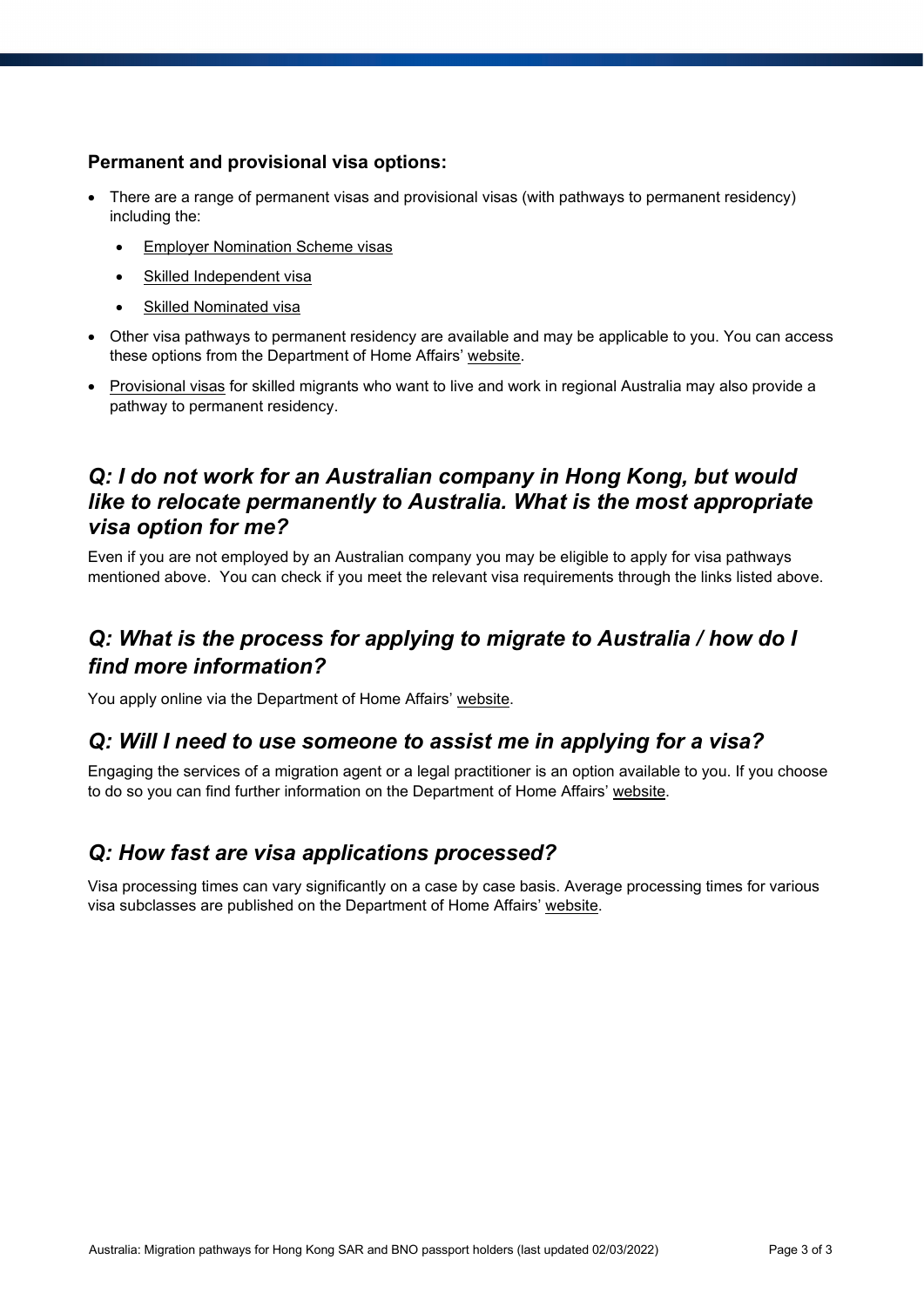**Permanent and provisional visa options:**

- There are a range of permanent visas and provisional visas (with pathways to permanent residency) including the:
  - Employer Nomination Scheme visas
  - Skilled Independent visa
  - Skilled Nominated visa
- Other visa pathways to permanent residency are available and may be applicable to you. You can access these options from the Department of Home Affairs' website.
- Provisional visas for skilled migrants who want to live and work in regional Australia may also provide a pathway to permanent residency.

## *Q: I do not work for an Australian company in Hong Kong, but would like to relocate permanently to Australia. What is the most appropriate visa option for me?*

Even if you are not employed by an Australian company you may be eligible to apply for visa pathways mentioned above. You can check if you meet the relevant visa requirements through the links listed above.

## *Q: What is the process for applying to migrate to Australia / how do I find more information?*

You apply online via the Department of Home Affairs' website.

## *Q: Will I need to use someone to assist me in applying for a visa?*

Engaging the services of a migration agent or a legal practitioner is an option available to you. If you choose to do so you can find further information on the Department of Home Affairs' website.

## *Q: How fast are visa applications processed?*

Visa processing times can vary significantly on a case by case basis. Average processing times for various visa subclasses are published on the Department of Home Affairs' website.